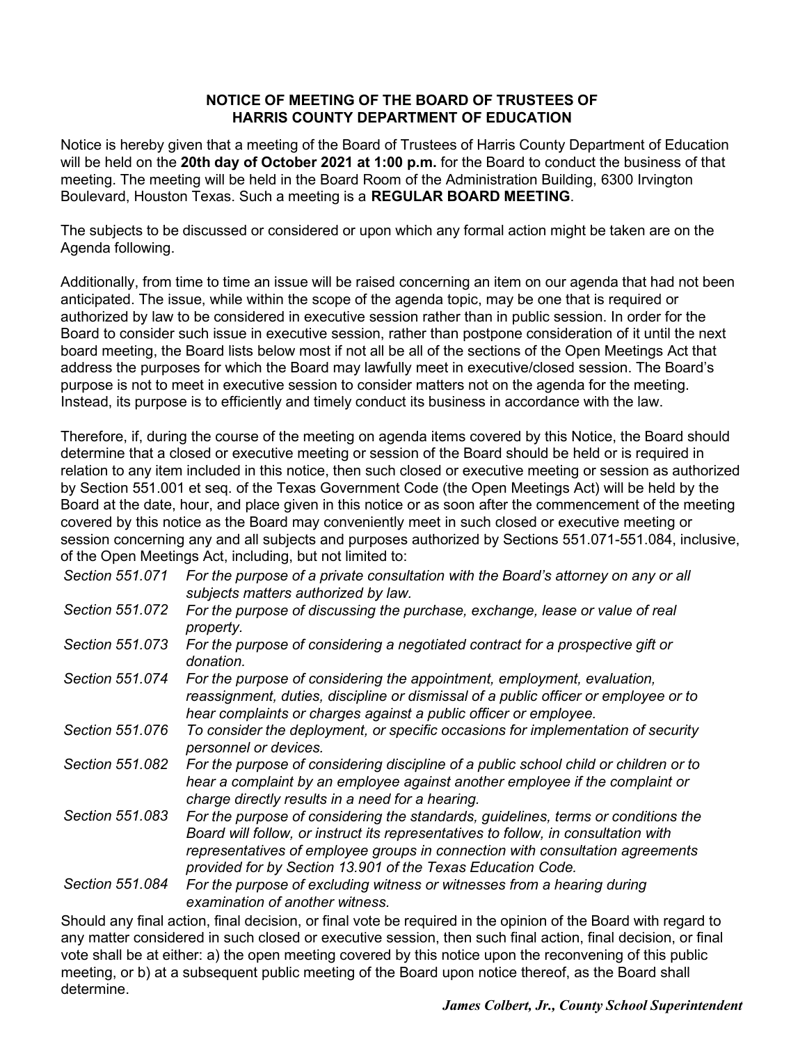**NOTICE OF MEETING OF THE BOARD OF TRUSTEES OF HARRIS COUNTY DEPARTMENT OF EDUCATION**

Notice is hereby given that a meeting of the Board of Trustees of Harris County Department of Education will be held on the **20th day of October 2021 at 1:00 p.m.** for the Board to conduct the business of that meeting. The meeting will be held in the Board Room of the Administration Building, 6300 Irvington Boulevard, Houston Texas. Such a meeting is a **REGULAR BOARD MEETING**.

The subjects to be discussed or considered or upon which any formal action might be taken are on the Agenda following.

Additionally, from time to time an issue will be raised concerning an item on our agenda that had not been anticipated. The issue, while within the scope of the agenda topic, may be one that is required or authorized by law to be considered in executive session rather than in public session. In order for the Board to consider such issue in executive session, rather than postpone consideration of it until the next board meeting, the Board lists below most if not all be all of the sections of the Open Meetings Act that address the purposes for which the Board may lawfully meet in executive/closed session. The Board's purpose is not to meet in executive session to consider matters not on the agenda for the meeting. Instead, its purpose is to efficiently and timely conduct its business in accordance with the law.

Therefore, if, during the course of the meeting on agenda items covered by this Notice, the Board should determine that a closed or executive meeting or session of the Board should be held or is required in relation to any item included in this notice, then such closed or executive meeting or session as authorized by Section 551.001 et seq. of the Texas Government Code (the Open Meetings Act) will be held by the Board at the date, hour, and place given in this notice or as soon after the commencement of the meeting covered by this notice as the Board may conveniently meet in such closed or executive meeting or session concerning any and all subjects and purposes authorized by Sections 551.071-551.084, inclusive, of the Open Meetings Act, including, but not limited to:

*Section 551.071* *For the purpose of a private consultation with the Board's attorney on any or all subjects matters authorized by law.*

*Section 551.072* *For the purpose of discussing the purchase, exchange, lease or value of real property.*

*Section 551.073* *For the purpose of considering a negotiated contract for a prospective gift or donation.*

*Section 551.074* *For the purpose of considering the appointment, employment, evaluation, reassignment, duties, discipline or dismissal of a public officer or employee or to hear complaints or charges against a public officer or employee.*

*Section 551.076* *To consider the deployment, or specific occasions for implementation of security personnel or devices.*

*Section 551.082* *For the purpose of considering discipline of a public school child or children or to hear a complaint by an employee against another employee if the complaint or charge directly results in a need for a hearing.*

*Section 551.083* *For the purpose of considering the standards, guidelines, terms or conditions the Board will follow, or instruct its representatives to follow, in consultation with representatives of employee groups in connection with consultation agreements provided for by Section 13.901 of the Texas Education Code.*

*Section 551.084* *For the purpose of excluding witness or witnesses from a hearing during examination of another witness.*

Should any final action, final decision, or final vote be required in the opinion of the Board with regard to any matter considered in such closed or executive session, then such final action, final decision, or final vote shall be at either: a) the open meeting covered by this notice upon the reconvening of this public meeting, or b) at a subsequent public meeting of the Board upon notice thereof, as the Board shall determine.

***James Colbert, Jr., County School Superintendent***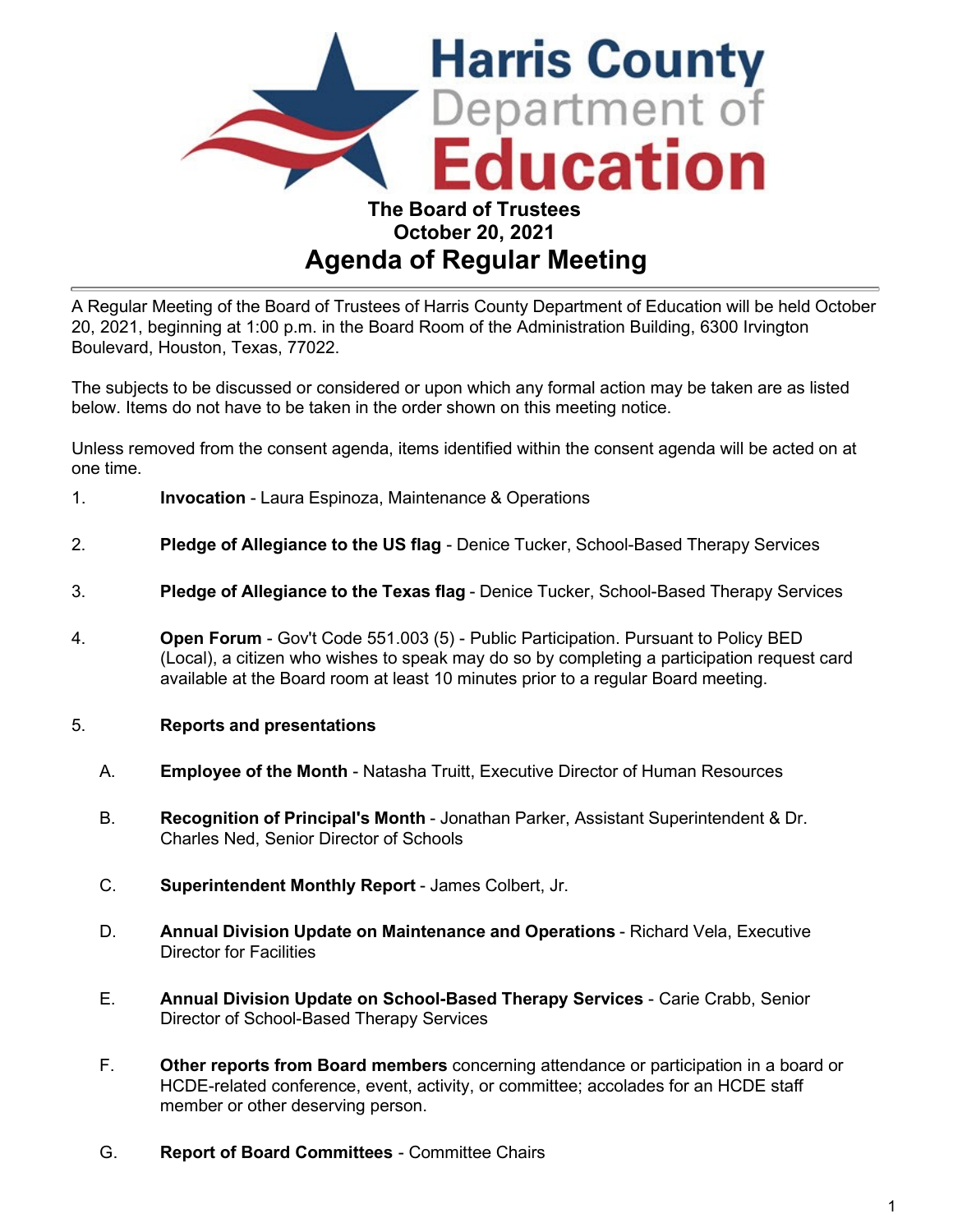# Harris County Department of Education

**The Board of Trustees**
**October 20, 2021**

## Agenda of Regular Meeting

---

A Regular Meeting of the Board of Trustees of Harris County Department of Education will be held October 20, 2021, beginning at 1:00 p.m. in the Board Room of the Administration Building, 6300 Irvington Boulevard, Houston, Texas, 77022.

The subjects to be discussed or considered or upon which any formal action may be taken are as listed below. Items do not have to be taken in the order shown on this meeting notice.

Unless removed from the consent agenda, items identified within the consent agenda will be acted on at one time.

1. **Invocation** - Laura Espinoza, Maintenance & Operations

2. **Pledge of Allegiance to the US flag** - Denice Tucker, School-Based Therapy Services

3. **Pledge of Allegiance to the Texas flag** - Denice Tucker, School-Based Therapy Services

4. **Open Forum** - Gov't Code 551.003 (5) - Public Participation. Pursuant to Policy BED (Local), a citizen who wishes to speak may do so by completing a participation request card available at the Board room at least 10 minutes prior to a regular Board meeting.

5. **Reports and presentations**

   A. **Employee of the Month** - Natasha Truitt, Executive Director of Human Resources

   B. **Recognition of Principal's Month** - Jonathan Parker, Assistant Superintendent & Dr. Charles Ned, Senior Director of Schools

   C. **Superintendent Monthly Report** - James Colbert, Jr.

   D. **Annual Division Update on Maintenance and Operations** - Richard Vela, Executive Director for Facilities

   E. **Annual Division Update on School-Based Therapy Services** - Carie Crabb, Senior Director of School-Based Therapy Services

   F. **Other reports from Board members** concerning attendance or participation in a board or HCDE-related conference, event, activity, or committee; accolades for an HCDE staff member or other deserving person.

   G. **Report of Board Committees** - Committee Chairs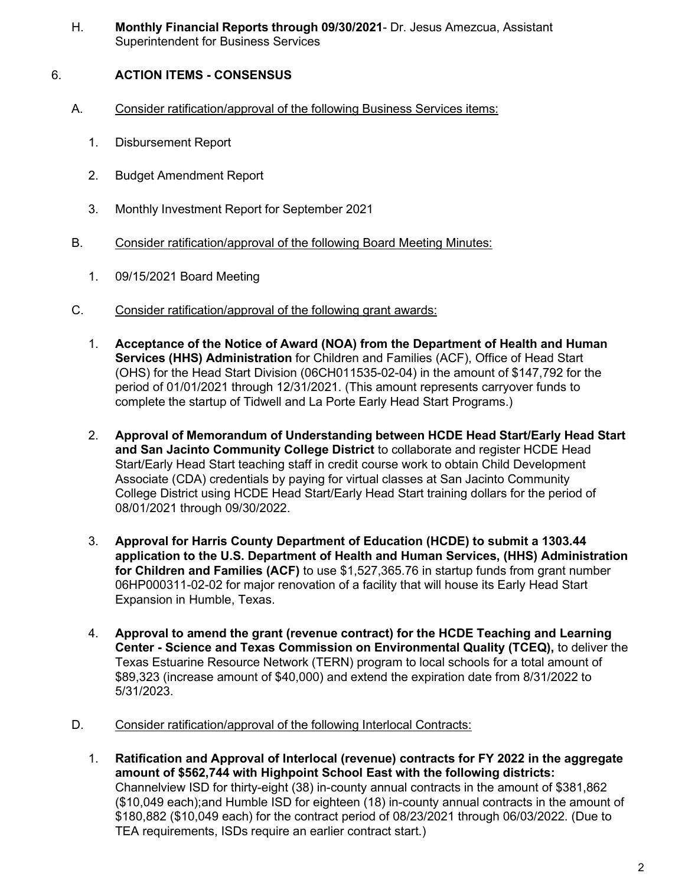H. **Monthly Financial Reports through 09/30/2021**- Dr. Jesus Amezcua, Assistant Superintendent for Business Services

## 6. ACTION ITEMS - CONSENSUS

A. Consider ratification/approval of the following Business Services items:

1. Disbursement Report
2. Budget Amendment Report
3. Monthly Investment Report for September 2021

B. Consider ratification/approval of the following Board Meeting Minutes:

1. 09/15/2021 Board Meeting

C. Consider ratification/approval of the following grant awards:

1. **Acceptance of the Notice of Award (NOA) from the Department of Health and Human Services (HHS) Administration** for Children and Families (ACF), Office of Head Start (OHS) for the Head Start Division (06CH011535-02-04) in the amount of $147,792 for the period of 01/01/2021 through 12/31/2021. (This amount represents carryover funds to complete the startup of Tidwell and La Porte Early Head Start Programs.)

2. **Approval of Memorandum of Understanding between HCDE Head Start/Early Head Start and San Jacinto Community College District** to collaborate and register HCDE Head Start/Early Head Start teaching staff in credit course work to obtain Child Development Associate (CDA) credentials by paying for virtual classes at San Jacinto Community College District using HCDE Head Start/Early Head Start training dollars for the period of 08/01/2021 through 09/30/2022.

3. **Approval for Harris County Department of Education (HCDE) to submit a 1303.44 application to the U.S. Department of Health and Human Services, (HHS) Administration for Children and Families (ACF)** to use $1,527,365.76 in startup funds from grant number 06HP000311-02-02 for major renovation of a facility that will house its Early Head Start Expansion in Humble, Texas.

4. **Approval to amend the grant (revenue contract) for the HCDE Teaching and Learning Center - Science and Texas Commission on Environmental Quality (TCEQ),** to deliver the Texas Estuarine Resource Network (TERN) program to local schools for a total amount of $89,323 (increase amount of $40,000) and extend the expiration date from 8/31/2022 to 5/31/2023.

D. Consider ratification/approval of the following Interlocal Contracts:

1. **Ratification and Approval of Interlocal (revenue) contracts for FY 2022 in the aggregate amount of $562,744 with Highpoint School East with the following districts:** Channelview ISD for thirty-eight (38) in-county annual contracts in the amount of $381,862 ($10,049 each);and Humble ISD for eighteen (18) in-county annual contracts in the amount of $180,882 ($10,049 each) for the contract period of 08/23/2021 through 06/03/2022. (Due to TEA requirements, ISDs require an earlier contract start.)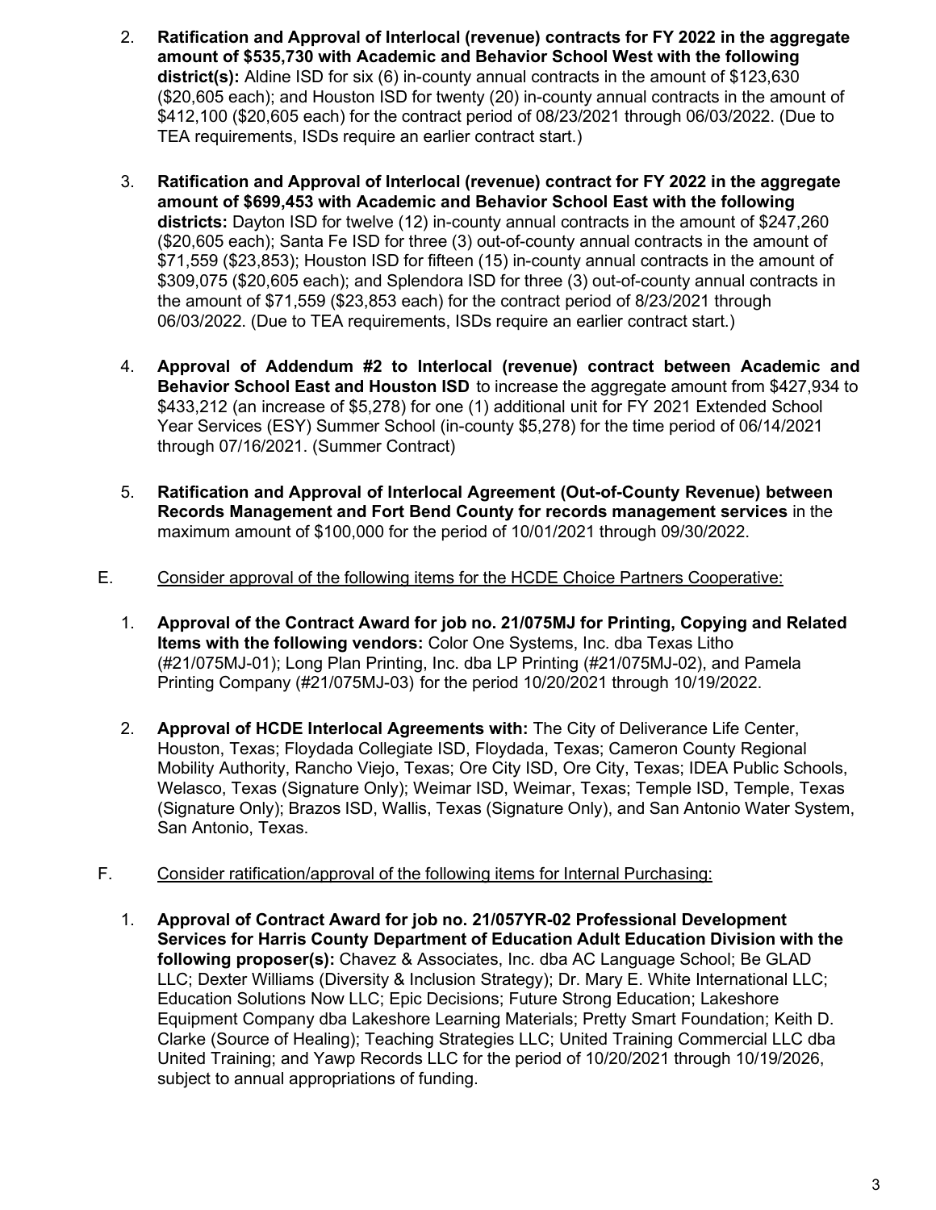2. **Ratification and Approval of Interlocal (revenue) contracts for FY 2022 in the aggregate amount of $535,730 with Academic and Behavior School West with the following district(s):** Aldine ISD for six (6) in-county annual contracts in the amount of $123,630 ($20,605 each); and Houston ISD for twenty (20) in-county annual contracts in the amount of $412,100 ($20,605 each) for the contract period of 08/23/2021 through 06/03/2022. (Due to TEA requirements, ISDs require an earlier contract start.)

3. **Ratification and Approval of Interlocal (revenue) contract for FY 2022 in the aggregate amount of $699,453 with Academic and Behavior School East with the following districts:** Dayton ISD for twelve (12) in-county annual contracts in the amount of $247,260 ($20,605 each); Santa Fe ISD for three (3) out-of-county annual contracts in the amount of $71,559 ($23,853); Houston ISD for fifteen (15) in-county annual contracts in the amount of $309,075 ($20,605 each); and Splendora ISD for three (3) out-of-county annual contracts in the amount of $71,559 ($23,853 each) for the contract period of 8/23/2021 through 06/03/2022. (Due to TEA requirements, ISDs require an earlier contract start.)

4. **Approval of Addendum #2 to Interlocal (revenue) contract between Academic and Behavior School East and Houston ISD** to increase the aggregate amount from $427,934 to $433,212 (an increase of $5,278) for one (1) additional unit for FY 2021 Extended School Year Services (ESY) Summer School (in-county $5,278) for the time period of 06/14/2021 through 07/16/2021. (Summer Contract)

5. **Ratification and Approval of Interlocal Agreement (Out-of-County Revenue) between Records Management and Fort Bend County for records management services** in the maximum amount of $100,000 for the period of 10/01/2021 through 09/30/2022.

E. Consider approval of the following items for the HCDE Choice Partners Cooperative:

1. **Approval of the Contract Award for job no. 21/075MJ for Printing, Copying and Related Items with the following vendors:** Color One Systems, Inc. dba Texas Litho (#21/075MJ-01); Long Plan Printing, Inc. dba LP Printing (#21/075MJ-02), and Pamela Printing Company (#21/075MJ-03) for the period 10/20/2021 through 10/19/2022.

2. **Approval of HCDE Interlocal Agreements with:** The City of Deliverance Life Center, Houston, Texas; Floydada Collegiate ISD, Floydada, Texas; Cameron County Regional Mobility Authority, Rancho Viejo, Texas; Ore City ISD, Ore City, Texas; IDEA Public Schools, Welasco, Texas (Signature Only); Weimar ISD, Weimar, Texas; Temple ISD, Temple, Texas (Signature Only); Brazos ISD, Wallis, Texas (Signature Only), and San Antonio Water System, San Antonio, Texas.

F. Consider ratification/approval of the following items for Internal Purchasing:

1. **Approval of Contract Award for job no. 21/057YR-02 Professional Development Services for Harris County Department of Education Adult Education Division with the following proposer(s):** Chavez & Associates, Inc. dba AC Language School; Be GLAD LLC; Dexter Williams (Diversity & Inclusion Strategy); Dr. Mary E. White International LLC; Education Solutions Now LLC; Epic Decisions; Future Strong Education; Lakeshore Equipment Company dba Lakeshore Learning Materials; Pretty Smart Foundation; Keith D. Clarke (Source of Healing); Teaching Strategies LLC; United Training Commercial LLC dba United Training; and Yawp Records LLC for the period of 10/20/2021 through 10/19/2026, subject to annual appropriations of funding.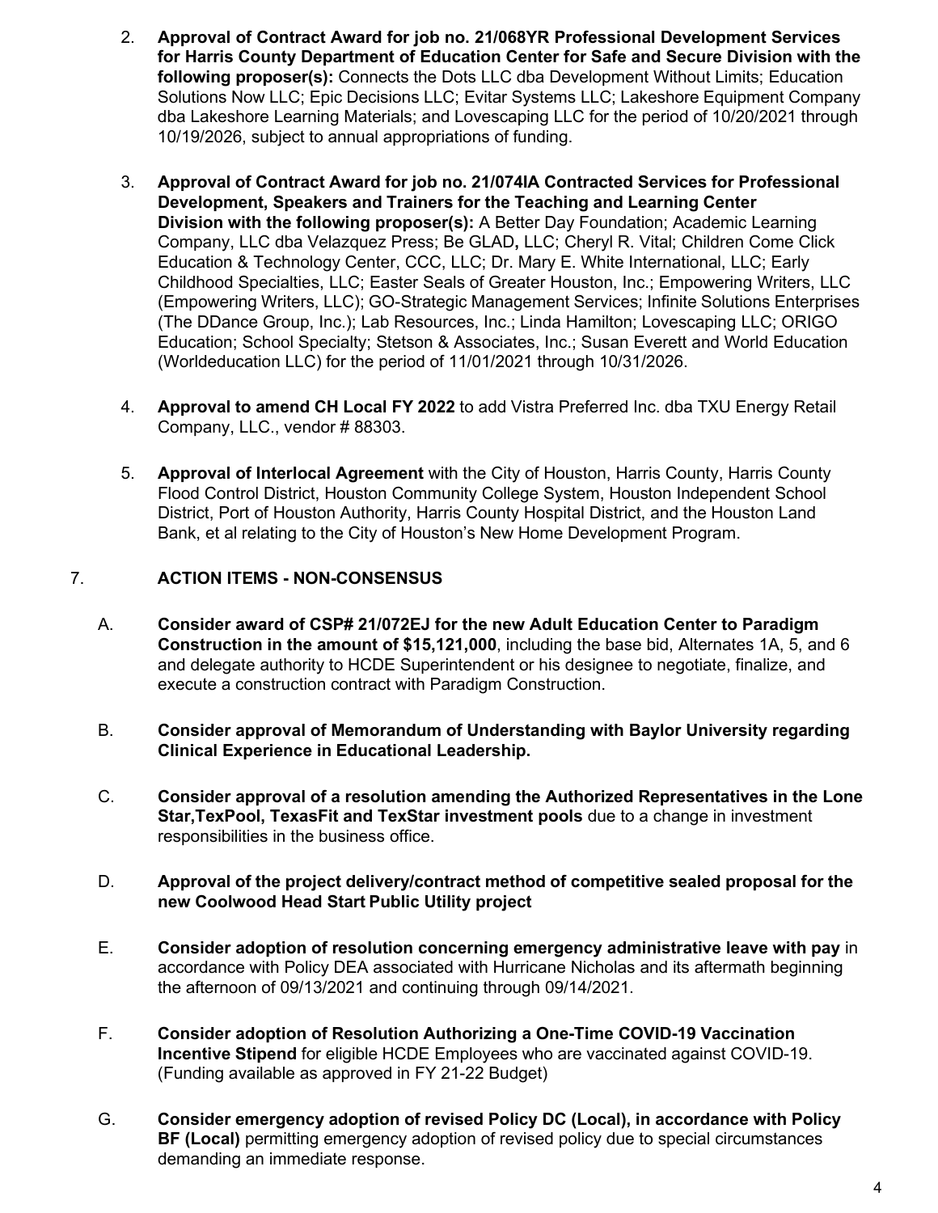2. **Approval of Contract Award for job no. 21/068YR Professional Development Services for Harris County Department of Education Center for Safe and Secure Division with the following proposer(s):** Connects the Dots LLC dba Development Without Limits; Education Solutions Now LLC; Epic Decisions LLC; Evitar Systems LLC; Lakeshore Equipment Company dba Lakeshore Learning Materials; and Lovescaping LLC for the period of 10/20/2021 through 10/19/2026, subject to annual appropriations of funding.

3. **Approval of Contract Award for job no. 21/074IA Contracted Services for Professional Development, Speakers and Trainers for the Teaching and Learning Center Division with the following proposer(s):** A Better Day Foundation; Academic Learning Company, LLC dba Velazquez Press; Be GLAD**,** LLC; Cheryl R. Vital; Children Come Click Education & Technology Center, CCC, LLC; Dr. Mary E. White International, LLC; Early Childhood Specialties, LLC; Easter Seals of Greater Houston, Inc.; Empowering Writers, LLC (Empowering Writers, LLC); GO-Strategic Management Services; Infinite Solutions Enterprises (The DDance Group, Inc.); Lab Resources, Inc.; Linda Hamilton; Lovescaping LLC; ORIGO Education; School Specialty; Stetson & Associates, Inc.; Susan Everett and World Education (Worldeducation LLC) for the period of 11/01/2021 through 10/31/2026.

4. **Approval to amend CH Local FY 2022** to add Vistra Preferred Inc. dba TXU Energy Retail Company, LLC., vendor # 88303.

5. **Approval of Interlocal Agreement** with the City of Houston, Harris County, Harris County Flood Control District, Houston Community College System, Houston Independent School District, Port of Houston Authority, Harris County Hospital District, and the Houston Land Bank, et al relating to the City of Houston's New Home Development Program.

## 7. ACTION ITEMS - NON-CONSENSUS

A. **Consider award of CSP# 21/072EJ for the new Adult Education Center to Paradigm Construction in the amount of $15,121,000**, including the base bid, Alternates 1A, 5, and 6 and delegate authority to HCDE Superintendent or his designee to negotiate, finalize, and execute a construction contract with Paradigm Construction.

B. **Consider approval of Memorandum of Understanding with Baylor University regarding Clinical Experience in Educational Leadership.**

C. **Consider approval of a resolution amending the Authorized Representatives in the Lone Star,TexPool, TexasFit and TexStar investment pools** due to a change in investment responsibilities in the business office.

D. **Approval of the project delivery/contract method of competitive sealed proposal for the new Coolwood Head Start Public Utility project**

E. **Consider adoption of resolution concerning emergency administrative leave with pay** in accordance with Policy DEA associated with Hurricane Nicholas and its aftermath beginning the afternoon of 09/13/2021 and continuing through 09/14/2021.

F. **Consider adoption of Resolution Authorizing a One-Time COVID-19 Vaccination Incentive Stipend** for eligible HCDE Employees who are vaccinated against COVID-19. (Funding available as approved in FY 21-22 Budget)

G. **Consider emergency adoption of revised Policy DC (Local), in accordance with Policy BF (Local)** permitting emergency adoption of revised policy due to special circumstances demanding an immediate response.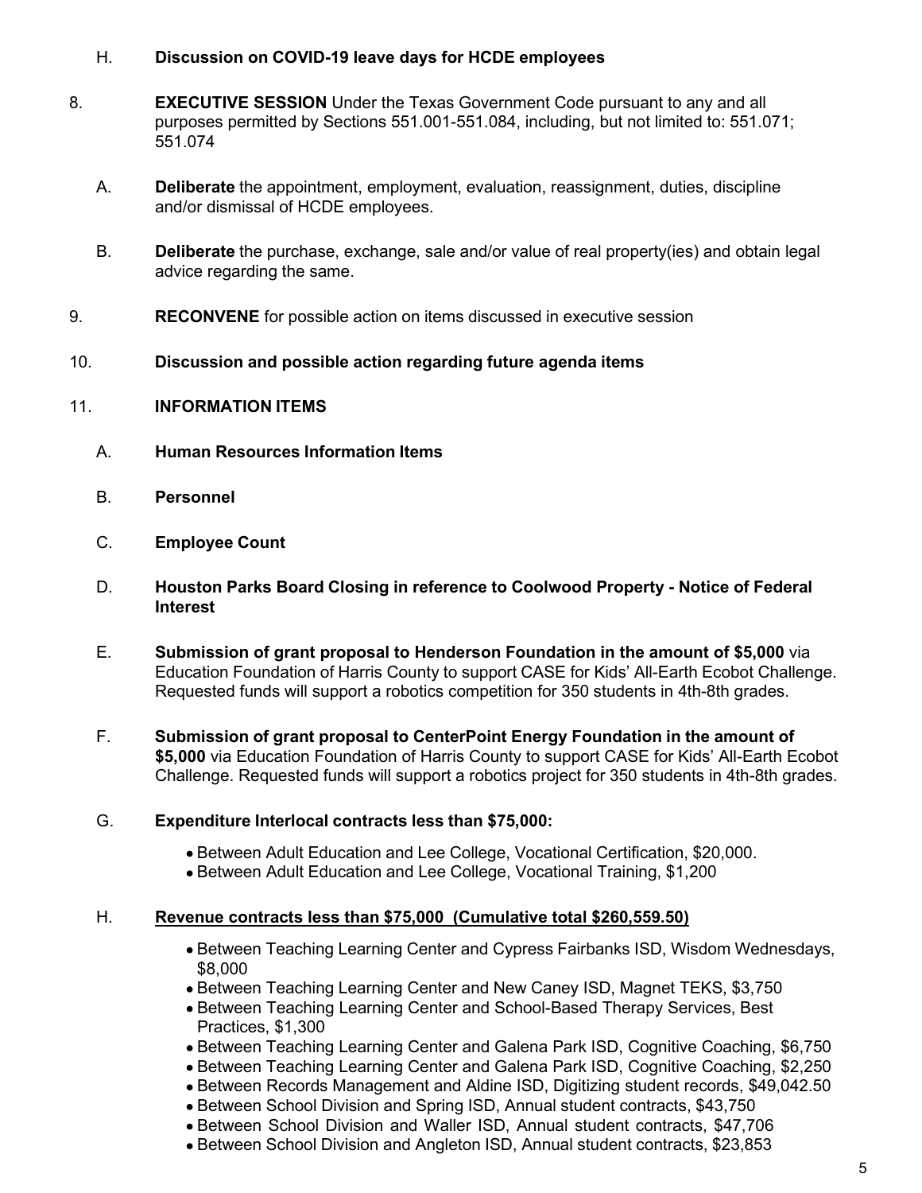H. **Discussion on COVID-19 leave days for HCDE employees**

8. **EXECUTIVE SESSION** Under the Texas Government Code pursuant to any and all purposes permitted by Sections 551.001-551.084, including, but not limited to: 551.071; 551.074

   A. **Deliberate** the appointment, employment, evaluation, reassignment, duties, discipline and/or dismissal of HCDE employees.

   B. **Deliberate** the purchase, exchange, sale and/or value of real property(ies) and obtain legal advice regarding the same.

9. **RECONVENE** for possible action on items discussed in executive session

10. **Discussion and possible action regarding future agenda items**

11. **INFORMATION ITEMS**

   A. **Human Resources Information Items**

   B. **Personnel**

   C. **Employee Count**

   D. **Houston Parks Board Closing in reference to Coolwood Property - Notice of Federal Interest**

   E. **Submission of grant proposal to Henderson Foundation in the amount of $5,000** via Education Foundation of Harris County to support CASE for Kids' All-Earth Ecobot Challenge. Requested funds will support a robotics competition for 350 students in 4th-8th grades.

   F. **Submission of grant proposal to CenterPoint Energy Foundation in the amount of $5,000** via Education Foundation of Harris County to support CASE for Kids' All-Earth Ecobot Challenge. Requested funds will support a robotics project for 350 students in 4th-8th grades.

   G. **Expenditure Interlocal contracts less than $75,000:**

   - Between Adult Education and Lee College, Vocational Certification, $20,000.
   - Between Adult Education and Lee College, Vocational Training, $1,200

   H. **Revenue contracts less than $75,000 (Cumulative total $260,559.50)**

   - Between Teaching Learning Center and Cypress Fairbanks ISD, Wisdom Wednesdays, $8,000
   - Between Teaching Learning Center and New Caney ISD, Magnet TEKS, $3,750
   - Between Teaching Learning Center and School-Based Therapy Services, Best Practices, $1,300
   - Between Teaching Learning Center and Galena Park ISD, Cognitive Coaching, $6,750
   - Between Teaching Learning Center and Galena Park ISD, Cognitive Coaching, $2,250
   - Between Records Management and Aldine ISD, Digitizing student records, $49,042.50
   - Between School Division and Spring ISD, Annual student contracts, $43,750
   - Between School Division and Waller ISD, Annual student contracts, $47,706
   - Between School Division and Angleton ISD, Annual student contracts, $23,853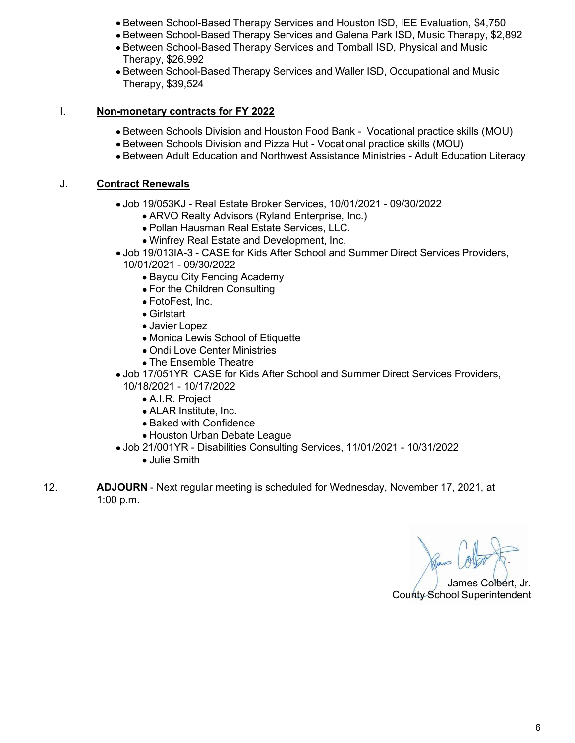- Between School-Based Therapy Services and Houston ISD, IEE Evaluation, $4,750
- Between School-Based Therapy Services and Galena Park ISD, Music Therapy, $2,892
- Between School-Based Therapy Services and Tomball ISD, Physical and Music Therapy, $26,992
- Between School-Based Therapy Services and Waller ISD, Occupational and Music Therapy, $39,524

I. **Non-monetary contracts for FY 2022**

- Between Schools Division and Houston Food Bank - Vocational practice skills (MOU)
- Between Schools Division and Pizza Hut - Vocational practice skills (MOU)
- Between Adult Education and Northwest Assistance Ministries - Adult Education Literacy

J. **Contract Renewals**

- Job 19/053KJ - Real Estate Broker Services, 10/01/2021 - 09/30/2022
  - ARVO Realty Advisors (Ryland Enterprise, Inc.)
  - Pollan Hausman Real Estate Services, LLC.
  - Winfrey Real Estate and Development, Inc.
- Job 19/013IA-3 - CASE for Kids After School and Summer Direct Services Providers, 10/01/2021 - 09/30/2022
  - Bayou City Fencing Academy
  - For the Children Consulting
  - FotoFest, Inc.
  - Girlstart
  - Javier Lopez
  - Monica Lewis School of Etiquette
  - Ondi Love Center Ministries
  - The Ensemble Theatre
- Job 17/051YR CASE for Kids After School and Summer Direct Services Providers, 10/18/2021 - 10/17/2022
  - A.I.R. Project
  - ALAR Institute, Inc.
  - Baked with Confidence
  - Houston Urban Debate League
- Job 21/001YR - Disabilities Consulting Services, 11/01/2021 - 10/31/2022
  - Julie Smith

12. **ADJOURN** - Next regular meeting is scheduled for Wednesday, November 17, 2021, at 1:00 p.m.

James Colbert, Jr.
County School Superintendent